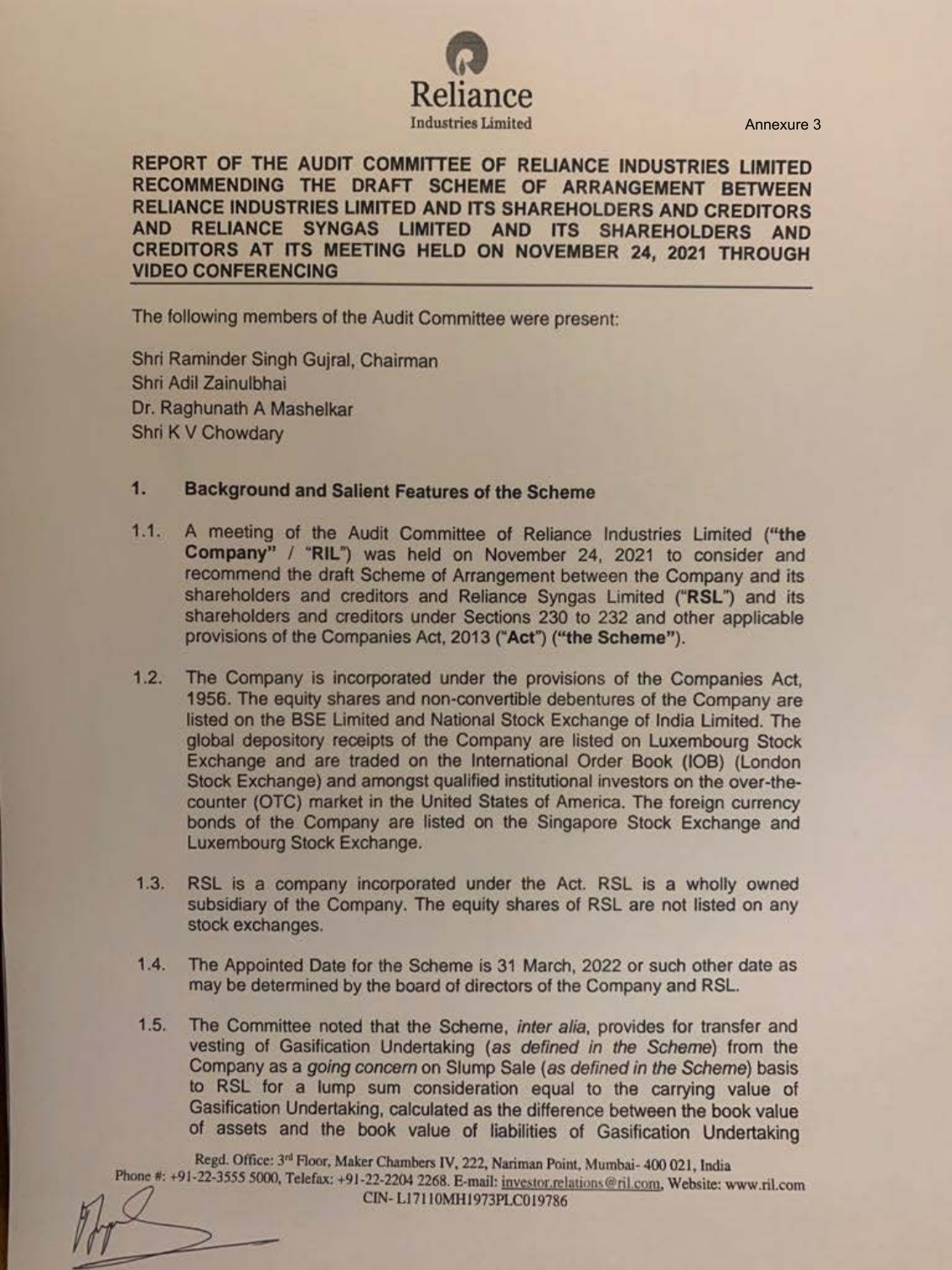Reliance

Industries Limited

Annexure 3

**REPORT OF THE AUDIT COMMITTEE OF RELIANCE INDUSTRIES LIMITED RECOMMENDING THE DRAFT SCHEME OF ARRANGEMENT BETWEEN RELIANCE INDUSTRIES LIMITED AND ITS SHAREHOLDERS AND CREDITORS AND RELIANCE SYNGAS LIMITED AND ITS SHAREHOLDERS AND CREDITORS AT ITS MEETING HELD ON NOVEMBER 24, 2021 THROUGH VIDEO CONFERENCING**

The following members of the Audit Committee were present:

Shri Raminder Singh Gujral, Chairman
Shri Adil Zainulbhai
Dr. Raghunath A Mashelkar
Shri K V Chowdary

## 1. Background and Salient Features of the Scheme

1.1. A meeting of the Audit Committee of Reliance Industries Limited (**"the Company"** / "**RIL**") was held on November 24, 2021 to consider and recommend the draft Scheme of Arrangement between the Company and its shareholders and creditors and Reliance Syngas Limited ("**RSL**") and its shareholders and creditors under Sections 230 to 232 and other applicable provisions of the Companies Act, 2013 ("**Act**") (**"the Scheme"**).

1.2. The Company is incorporated under the provisions of the Companies Act, 1956. The equity shares and non-convertible debentures of the Company are listed on the BSE Limited and National Stock Exchange of India Limited. The global depository receipts of the Company are listed on Luxembourg Stock Exchange and are traded on the International Order Book (IOB) (London Stock Exchange) and amongst qualified institutional investors on the over-the-counter (OTC) market in the United States of America. The foreign currency bonds of the Company are listed on the Singapore Stock Exchange and Luxembourg Stock Exchange.

1.3. RSL is a company incorporated under the Act. RSL is a wholly owned subsidiary of the Company. The equity shares of RSL are not listed on any stock exchanges.

1.4. The Appointed Date for the Scheme is 31 March, 2022 or such other date as may be determined by the board of directors of the Company and RSL.

1.5. The Committee noted that the Scheme, *inter alia*, provides for transfer and vesting of Gasification Undertaking (*as defined in the Scheme*) from the Company as a *going concern* on Slump Sale (*as defined in the Scheme*) basis to RSL for a lump sum consideration equal to the carrying value of Gasification Undertaking, calculated as the difference between the book value of assets and the book value of liabilities of Gasification Undertaking

Regd. Office: 3rd Floor, Maker Chambers IV, 222, Nariman Point, Mumbai- 400 021, India
Phone #: +91-22-3555 5000, Telefax: +91-22-2204 2268. E-mail: investor.relations@ril.com, Website: www.ril.com
CIN- L17110MH1973PLC019786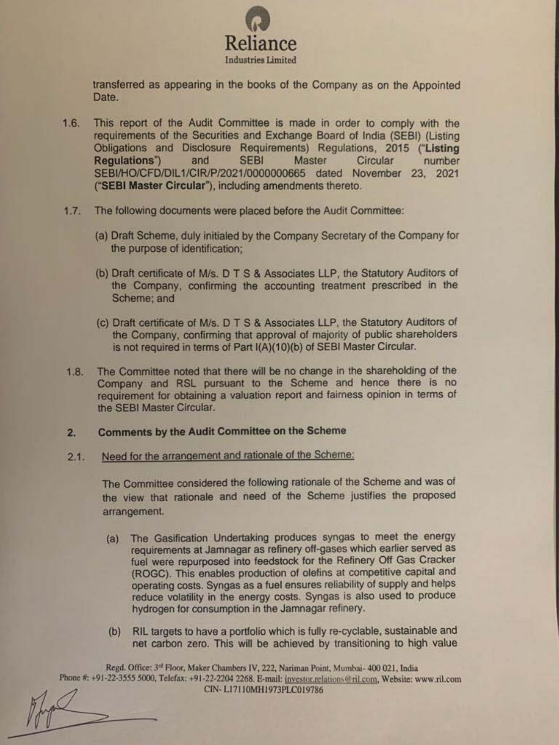transferred as appearing in the books of the Company as on the Appointed Date.

1.6. This report of the Audit Committee is made in order to comply with the requirements of the Securities and Exchange Board of India (SEBI) (Listing Obligations and Disclosure Requirements) Regulations, 2015 ("**Listing Regulations**") and SEBI Master Circular number SEBI/HO/CFD/DIL1/CIR/P/2021/0000000665 dated November 23, 2021 ("**SEBI Master Circular**"), including amendments thereto.

1.7. The following documents were placed before the Audit Committee:

(a) Draft Scheme, duly initialed by the Company Secretary of the Company for the purpose of identification;

(b) Draft certificate of M/s. D T S & Associates LLP, the Statutory Auditors of the Company, confirming the accounting treatment prescribed in the Scheme; and

(c) Draft certificate of M/s. D T S & Associates LLP, the Statutory Auditors of the Company, confirming that approval of majority of public shareholders is not required in terms of Part I(A)(10)(b) of SEBI Master Circular.

1.8. The Committee noted that there will be no change in the shareholding of the Company and RSL pursuant to the Scheme and hence there is no requirement for obtaining a valuation report and fairness opinion in terms of the SEBI Master Circular.

## 2. Comments by the Audit Committee on the Scheme

2.1. Need for the arrangement and rationale of the Scheme:

The Committee considered the following rationale of the Scheme and was of the view that rationale and need of the Scheme justifies the proposed arrangement.

(a) The Gasification Undertaking produces syngas to meet the energy requirements at Jamnagar as refinery off-gases which earlier served as fuel were repurposed into feedstock for the Refinery Off Gas Cracker (ROGC). This enables production of olefins at competitive capital and operating costs. Syngas as a fuel ensures reliability of supply and helps reduce volatility in the energy costs. Syngas is also used to produce hydrogen for consumption in the Jamnagar refinery.

(b) RIL targets to have a portfolio which is fully re-cyclable, sustainable and net carbon zero. This will be achieved by transitioning to high value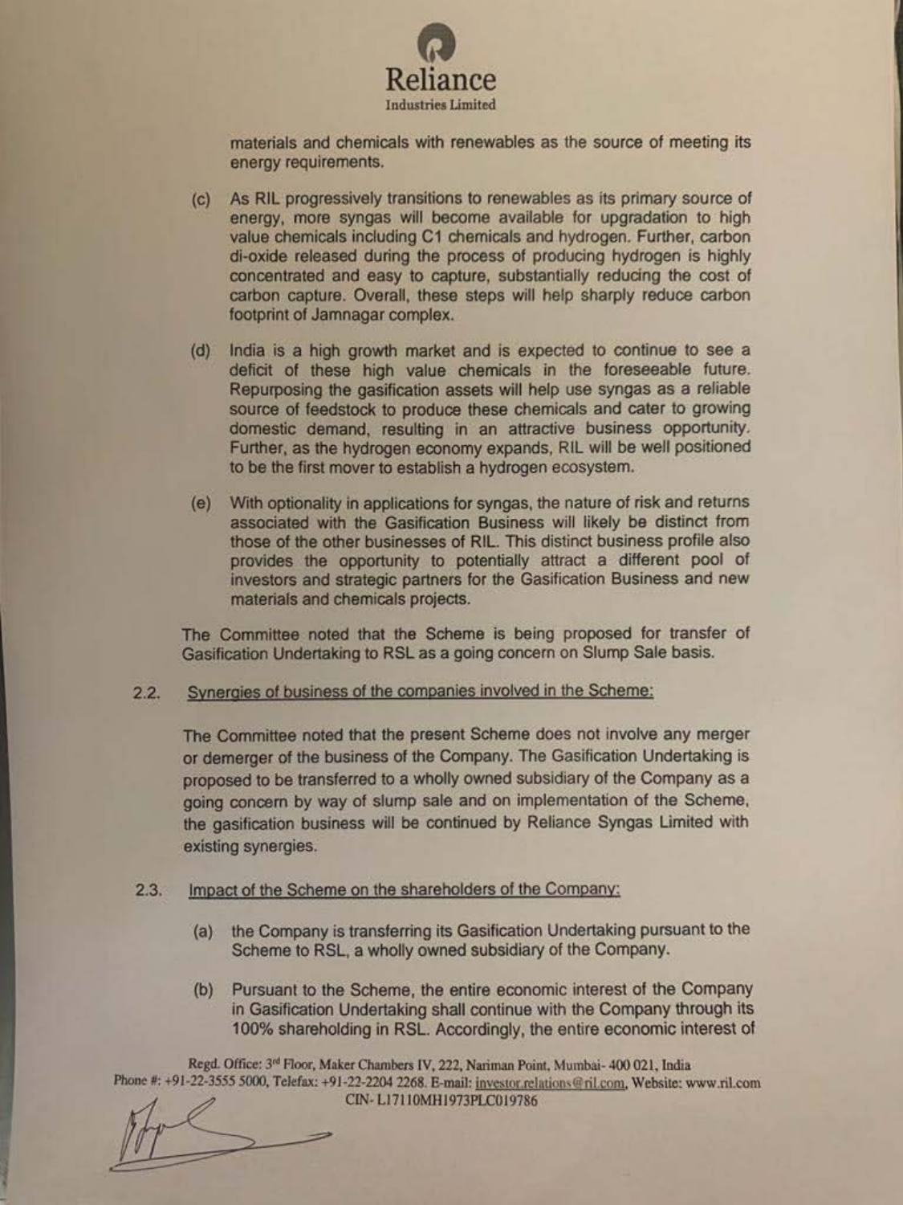materials and chemicals with renewables as the source of meeting its energy requirements.

(c) As RIL progressively transitions to renewables as its primary source of energy, more syngas will become available for upgradation to high value chemicals including C1 chemicals and hydrogen. Further, carbon di-oxide released during the process of producing hydrogen is highly concentrated and easy to capture, substantially reducing the cost of carbon capture. Overall, these steps will help sharply reduce carbon footprint of Jamnagar complex.

(d) India is a high growth market and is expected to continue to see a deficit of these high value chemicals in the foreseeable future. Repurposing the gasification assets will help use syngas as a reliable source of feedstock to produce these chemicals and cater to growing domestic demand, resulting in an attractive business opportunity. Further, as the hydrogen economy expands, RIL will be well positioned to be the first mover to establish a hydrogen ecosystem.

(e) With optionality in applications for syngas, the nature of risk and returns associated with the Gasification Business will likely be distinct from those of the other businesses of RIL. This distinct business profile also provides the opportunity to potentially attract a different pool of investors and strategic partners for the Gasification Business and new materials and chemicals projects.

The Committee noted that the Scheme is being proposed for transfer of Gasification Undertaking to RSL as a going concern on Slump Sale basis.

2.2. Synergies of business of the companies involved in the Scheme:

The Committee noted that the present Scheme does not involve any merger or demerger of the business of the Company. The Gasification Undertaking is proposed to be transferred to a wholly owned subsidiary of the Company as a going concern by way of slump sale and on implementation of the Scheme, the gasification business will be continued by Reliance Syngas Limited with existing synergies.

2.3. Impact of the Scheme on the shareholders of the Company:

(a) the Company is transferring its Gasification Undertaking pursuant to the Scheme to RSL, a wholly owned subsidiary of the Company.

(b) Pursuant to the Scheme, the entire economic interest of the Company in Gasification Undertaking shall continue with the Company through its 100% shareholding in RSL. Accordingly, the entire economic interest of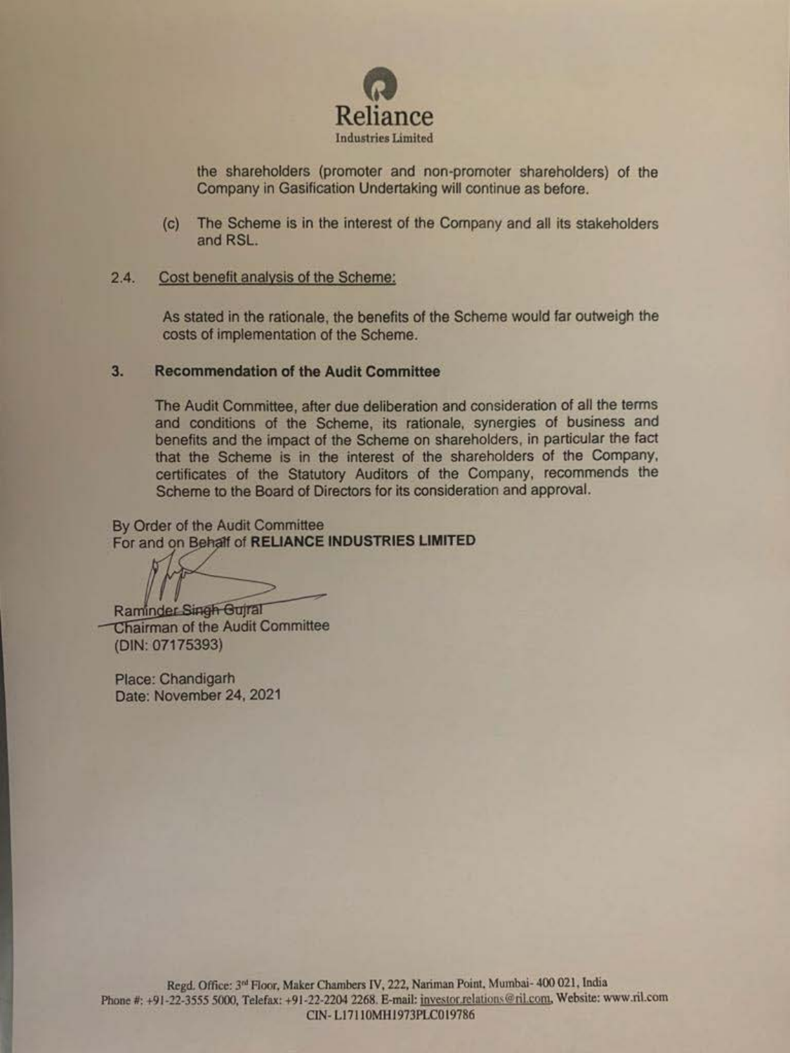the shareholders (promoter and non-promoter shareholders) of the Company in Gasification Undertaking will continue as before.

(c) The Scheme is in the interest of the Company and all its stakeholders and RSL.

2.4. Cost benefit analysis of the Scheme:

As stated in the rationale, the benefits of the Scheme would far outweigh the costs of implementation of the Scheme.

## 3. Recommendation of the Audit Committee

The Audit Committee, after due deliberation and consideration of all the terms and conditions of the Scheme, its rationale, synergies of business and benefits and the impact of the Scheme on shareholders, in particular the fact that the Scheme is in the interest of the shareholders of the Company, certificates of the Statutory Auditors of the Company, recommends the Scheme to the Board of Directors for its consideration and approval.

By Order of the Audit Committee
For and on Behalf of **RELIANCE INDUSTRIES LIMITED**

Raminder Singh Gujral
Chairman of the Audit Committee
(DIN: 07175393)

Place: Chandigarh
Date: November 24, 2021

Regd. Office: 3rd Floor, Maker Chambers IV, 222, Nariman Point, Mumbai- 400 021, India
Phone #: +91-22-3555 5000, Telefax: +91-22-2204 2268. E-mail: investor.relations@ril.com, Website: www.ril.com
CIN- L17110MH1973PLC019786